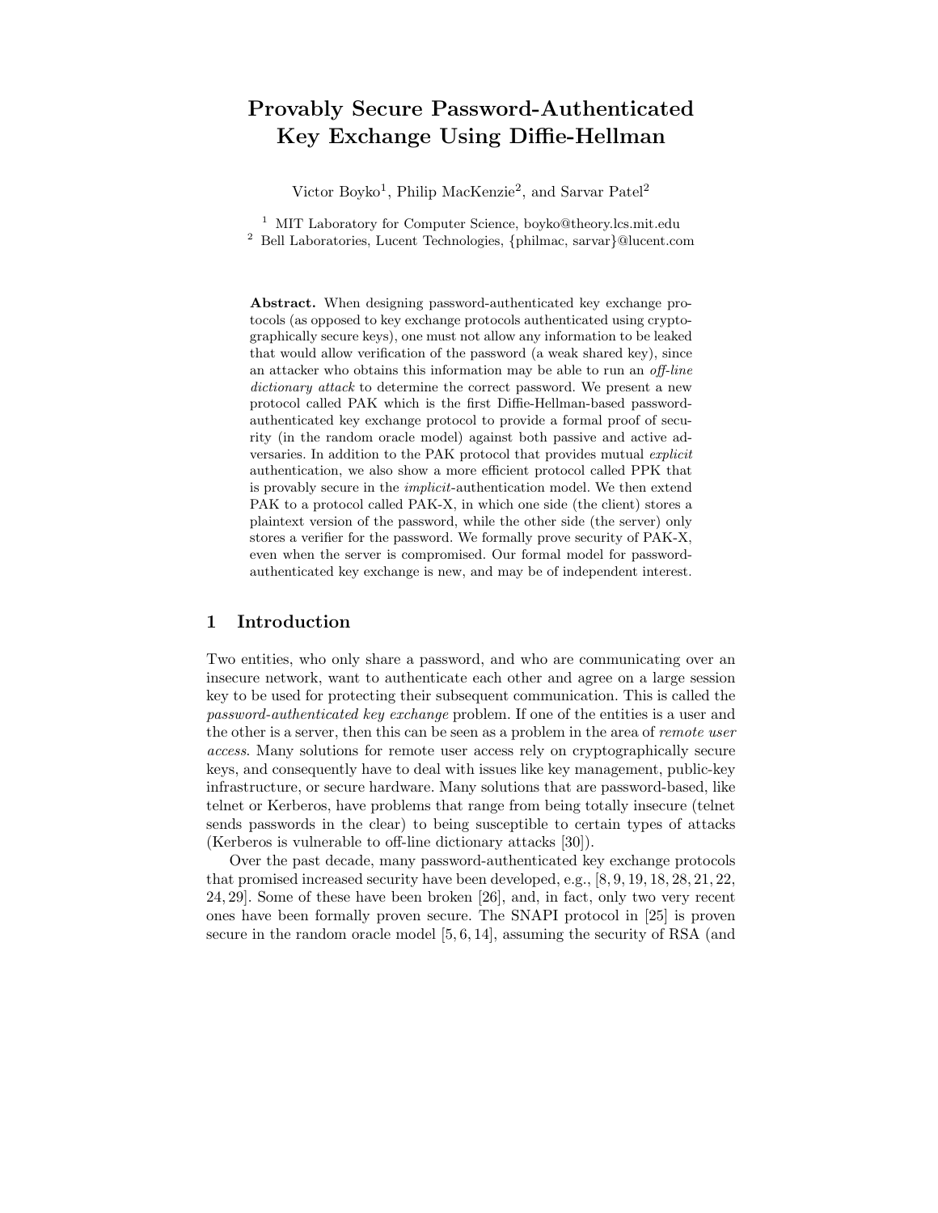# Provably Secure Password-Authenticated Key Exchange Using Diffie-Hellman

Victor Boyko[1], Philip MacKenzie[2], and Sarvar Patel[2]

[1] MIT Laboratory for Computer Science, boyko@theory.lcs.mit.edu
[2] Bell Laboratories, Lucent Technologies, {philmac, sarvar}@lucent.com

**Abstract.** When designing password-authenticated key exchange protocols (as opposed to key exchange protocols authenticated using cryptographically secure keys), one must not allow any information to be leaked that would allow verification of the password (a weak shared key), since an attacker who obtains this information may be able to run an *off-line dictionary attack* to determine the correct password. We present a new protocol called PAK which is the first Diffie-Hellman-based password-authenticated key exchange protocol to provide a formal proof of security (in the random oracle model) against both passive and active adversaries. In addition to the PAK protocol that provides mutual *explicit* authentication, we also show a more efficient protocol called PPK that is provably secure in the *implicit*-authentication model. We then extend PAK to a protocol called PAK-X, in which one side (the client) stores a plaintext version of the password, while the other side (the server) only stores a verifier for the password. We formally prove security of PAK-X, even when the server is compromised. Our formal model for password-authenticated key exchange is new, and may be of independent interest.

## 1 Introduction

Two entities, who only share a password, and who are communicating over an insecure network, want to authenticate each other and agree on a large session key to be used for protecting their subsequent communication. This is called the *password-authenticated key exchange* problem. If one of the entities is a user and the other is a server, then this can be seen as a problem in the area of *remote user access*. Many solutions for remote user access rely on cryptographically secure keys, and consequently have to deal with issues like key management, public-key infrastructure, or secure hardware. Many solutions that are password-based, like telnet or Kerberos, have problems that range from being totally insecure (telnet sends passwords in the clear) to being susceptible to certain types of attacks (Kerberos is vulnerable to off-line dictionary attacks [30]).

Over the past decade, many password-authenticated key exchange protocols that promised increased security have been developed, e.g., [8, 9, 19, 18, 28, 21, 22, 24, 29]. Some of these have been broken [26], and, in fact, only two very recent ones have been formally proven secure. The SNAPI protocol in [25] is proven secure in the random oracle model [5, 6, 14], assuming the security of RSA (and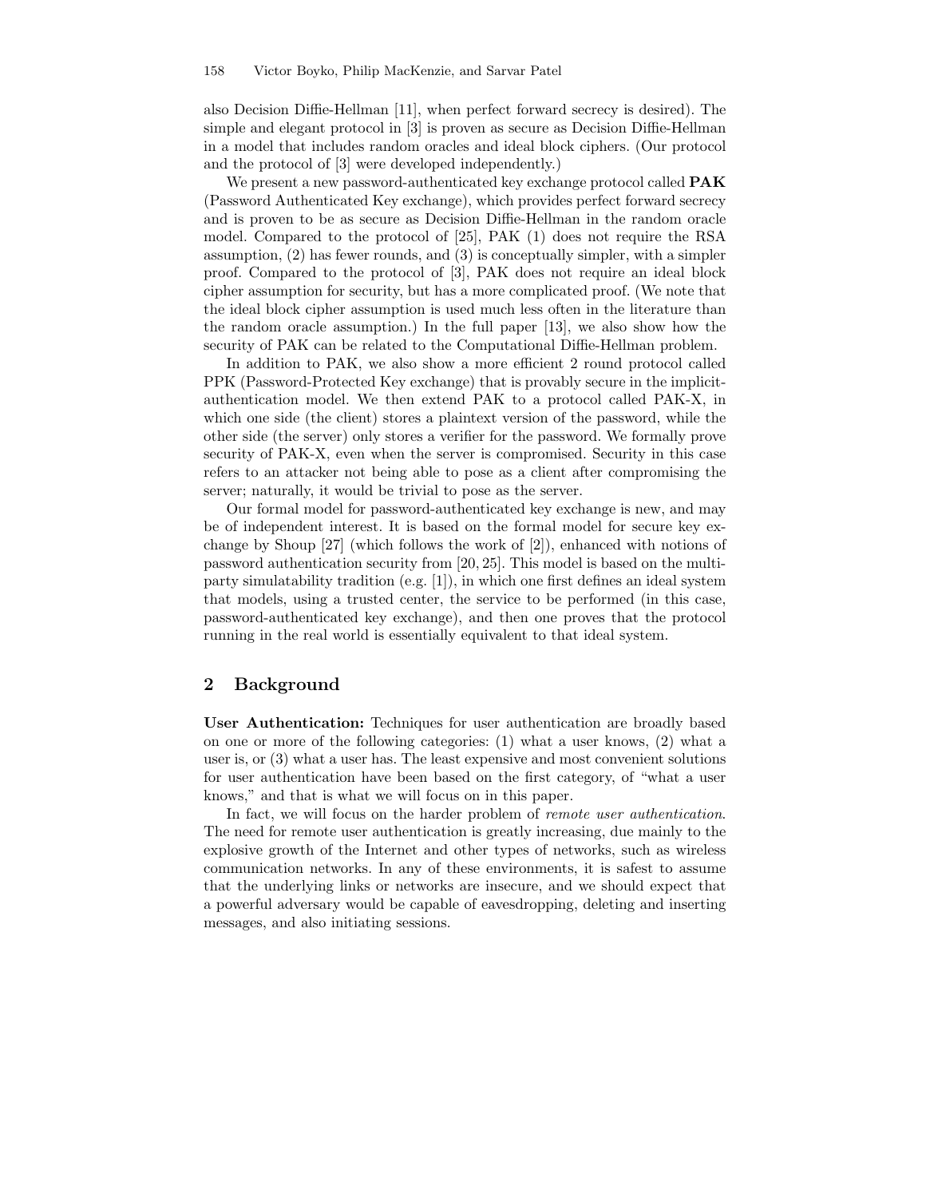also Decision Diffie-Hellman [11], when perfect forward secrecy is desired). The simple and elegant protocol in [3] is proven as secure as Decision Diffie-Hellman in a model that includes random oracles and ideal block ciphers. (Our protocol and the protocol of [3] were developed independently.)

We present a new password-authenticated key exchange protocol called **PAK** (Password Authenticated Key exchange), which provides perfect forward secrecy and is proven to be as secure as Decision Diffie-Hellman in the random oracle model. Compared to the protocol of [25], PAK (1) does not require the RSA assumption, (2) has fewer rounds, and (3) is conceptually simpler, with a simpler proof. Compared to the protocol of [3], PAK does not require an ideal block cipher assumption for security, but has a more complicated proof. (We note that the ideal block cipher assumption is used much less often in the literature than the random oracle assumption.) In the full paper [13], we also show how the security of PAK can be related to the Computational Diffie-Hellman problem.

In addition to PAK, we also show a more efficient 2 round protocol called PPK (Password-Protected Key exchange) that is provably secure in the implicit-authentication model. We then extend PAK to a protocol called PAK-X, in which one side (the client) stores a plaintext version of the password, while the other side (the server) only stores a verifier for the password. We formally prove security of PAK-X, even when the server is compromised. Security in this case refers to an attacker not being able to pose as a client after compromising the server; naturally, it would be trivial to pose as the server.

Our formal model for password-authenticated key exchange is new, and may be of independent interest. It is based on the formal model for secure key exchange by Shoup [27] (which follows the work of [2]), enhanced with notions of password authentication security from [20, 25]. This model is based on the multi-party simulatability tradition (e.g. [1]), in which one first defines an ideal system that models, using a trusted center, the service to be performed (in this case, password-authenticated key exchange), and then one proves that the protocol running in the real world is essentially equivalent to that ideal system.

## 2 Background

**User Authentication:** Techniques for user authentication are broadly based on one or more of the following categories: (1) what a user knows, (2) what a user is, or (3) what a user has. The least expensive and most convenient solutions for user authentication have been based on the first category, of "what a user knows," and that is what we will focus on in this paper.

In fact, we will focus on the harder problem of *remote user authentication*. The need for remote user authentication is greatly increasing, due mainly to the explosive growth of the Internet and other types of networks, such as wireless communication networks. In any of these environments, it is safest to assume that the underlying links or networks are insecure, and we should expect that a powerful adversary would be capable of eavesdropping, deleting and inserting messages, and also initiating sessions.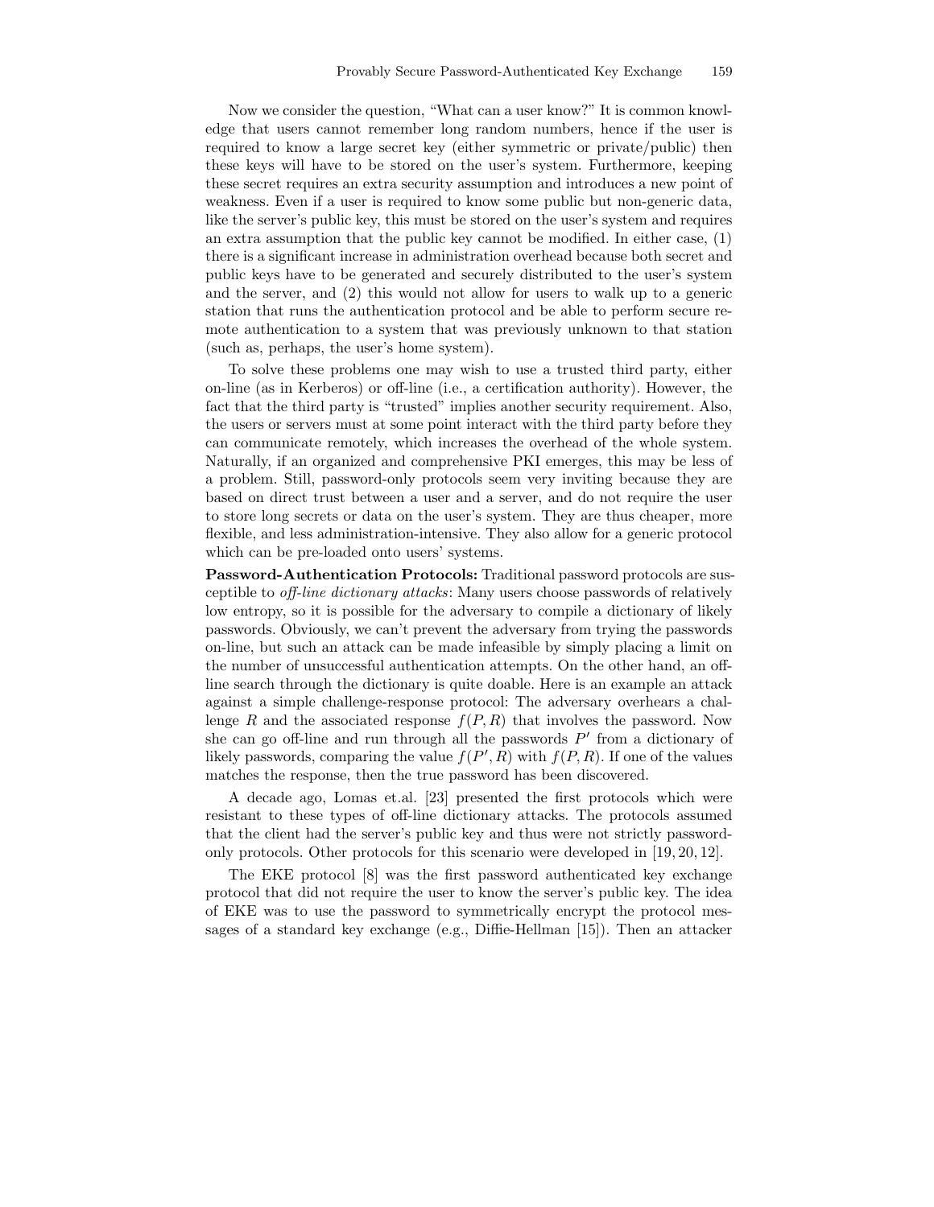Now we consider the question, "What can a user know?" It is common knowledge that users cannot remember long random numbers, hence if the user is required to know a large secret key (either symmetric or private/public) then these keys will have to be stored on the user's system. Furthermore, keeping these secret requires an extra security assumption and introduces a new point of weakness. Even if a user is required to know some public but non-generic data, like the server's public key, this must be stored on the user's system and requires an extra assumption that the public key cannot be modified. In either case, (1) there is a significant increase in administration overhead because both secret and public keys have to be generated and securely distributed to the user's system and the server, and (2) this would not allow for users to walk up to a generic station that runs the authentication protocol and be able to perform secure remote authentication to a system that was previously unknown to that station (such as, perhaps, the user's home system).

To solve these problems one may wish to use a trusted third party, either on-line (as in Kerberos) or off-line (i.e., a certification authority). However, the fact that the third party is "trusted" implies another security requirement. Also, the users or servers must at some point interact with the third party before they can communicate remotely, which increases the overhead of the whole system. Naturally, if an organized and comprehensive PKI emerges, this may be less of a problem. Still, password-only protocols seem very inviting because they are based on direct trust between a user and a server, and do not require the user to store long secrets or data on the user's system. They are thus cheaper, more flexible, and less administration-intensive. They also allow for a generic protocol which can be pre-loaded onto users' systems.

**Password-Authentication Protocols:** Traditional password protocols are susceptible to *off-line dictionary attacks*: Many users choose passwords of relatively low entropy, so it is possible for the adversary to compile a dictionary of likely passwords. Obviously, we can't prevent the adversary from trying the passwords on-line, but such an attack can be made infeasible by simply placing a limit on the number of unsuccessful authentication attempts. On the other hand, an off-line search through the dictionary is quite doable. Here is an example an attack against a simple challenge-response protocol: The adversary overhears a challenge $R$ and the associated response $f(P, R)$ that involves the password. Now she can go off-line and run through all the passwords $P'$ from a dictionary of likely passwords, comparing the value $f(P', R)$ with $f(P, R)$. If one of the values matches the response, then the true password has been discovered.

A decade ago, Lomas et.al. [23] presented the first protocols which were resistant to these types of off-line dictionary attacks. The protocols assumed that the client had the server's public key and thus were not strictly password-only protocols. Other protocols for this scenario were developed in [19, 20, 12].

The EKE protocol [8] was the first password authenticated key exchange protocol that did not require the user to know the server's public key. The idea of EKE was to use the password to symmetrically encrypt the protocol messages of a standard key exchange (e.g., Diffie-Hellman [15]). Then an attacker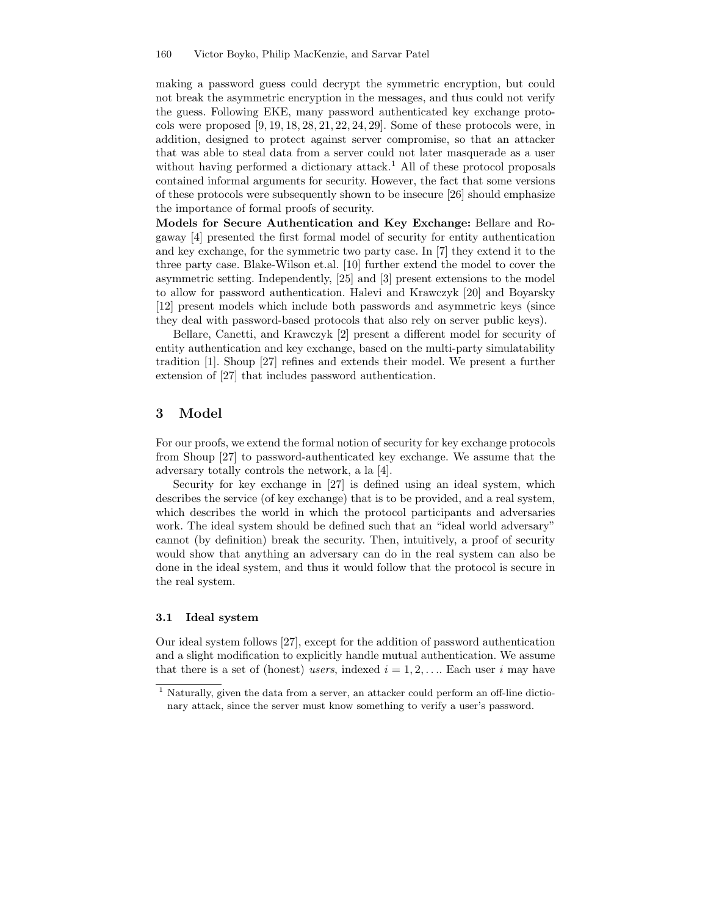making a password guess could decrypt the symmetric encryption, but could not break the asymmetric encryption in the messages, and thus could not verify the guess. Following EKE, many password authenticated key exchange protocols were proposed [9, 19, 18, 28, 21, 22, 24, 29]. Some of these protocols were, in addition, designed to protect against server compromise, so that an attacker that was able to steal data from a server could not later masquerade as a user without having performed a dictionary attack.[1] All of these protocol proposals contained informal arguments for security. However, the fact that some versions of these protocols were subsequently shown to be insecure [26] should emphasize the importance of formal proofs of security.

**Models for Secure Authentication and Key Exchange:** Bellare and Rogaway [4] presented the first formal model of security for entity authentication and key exchange, for the symmetric two party case. In [7] they extend it to the three party case. Blake-Wilson et.al. [10] further extend the model to cover the asymmetric setting. Independently, [25] and [3] present extensions to the model to allow for password authentication. Halevi and Krawczyk [20] and Boyarsky [12] present models which include both passwords and asymmetric keys (since they deal with password-based protocols that also rely on server public keys).

Bellare, Canetti, and Krawczyk [2] present a different model for security of entity authentication and key exchange, based on the multi-party simulatability tradition [1]. Shoup [27] refines and extends their model. We present a further extension of [27] that includes password authentication.

## 3 Model

For our proofs, we extend the formal notion of security for key exchange protocols from Shoup [27] to password-authenticated key exchange. We assume that the adversary totally controls the network, a la [4].

Security for key exchange in [27] is defined using an ideal system, which describes the service (of key exchange) that is to be provided, and a real system, which describes the world in which the protocol participants and adversaries work. The ideal system should be defined such that an "ideal world adversary" cannot (by definition) break the security. Then, intuitively, a proof of security would show that anything an adversary can do in the real system can also be done in the ideal system, and thus it would follow that the protocol is secure in the real system.

### 3.1 Ideal system

Our ideal system follows [27], except for the addition of password authentication and a slight modification to explicitly handle mutual authentication. We assume that there is a set of (honest) *users*, indexed $i = 1, 2, \ldots$. Each user $i$ may have

[1] Naturally, given the data from a server, an attacker could perform an off-line dictionary attack, since the server must know something to verify a user's password.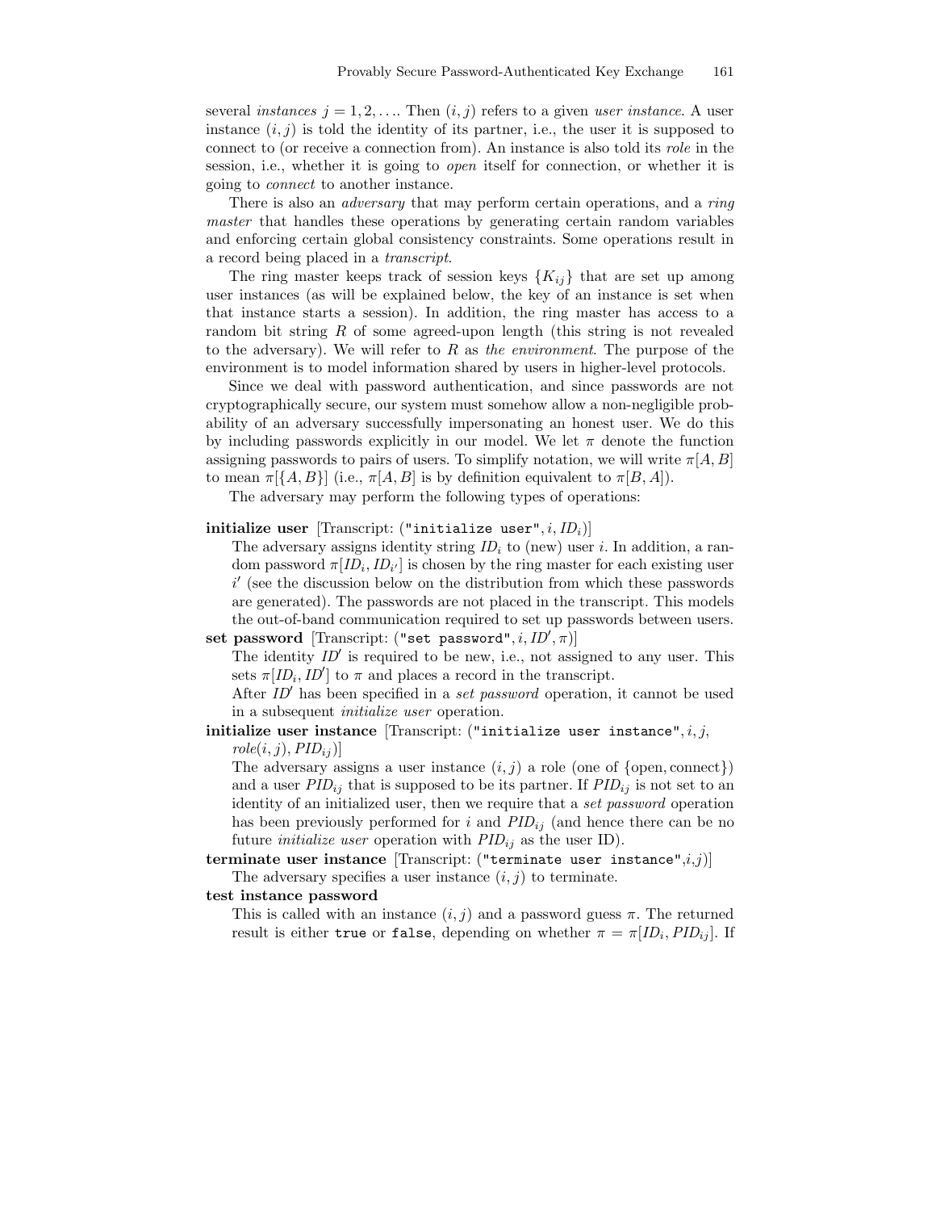several *instances* $j = 1, 2, \ldots$. Then $(i, j)$ refers to a given *user instance*. A user instance $(i, j)$ is told the identity of its partner, i.e., the user it is supposed to connect to (or receive a connection from). An instance is also told its *role* in the session, i.e., whether it is going to *open* itself for connection, or whether it is going to *connect* to another instance.

There is also an *adversary* that may perform certain operations, and a *ring master* that handles these operations by generating certain random variables and enforcing certain global consistency constraints. Some operations result in a record being placed in a *transcript*.

The ring master keeps track of session keys $\{K_{ij}\}$ that are set up among user instances (as will be explained below, the key of an instance is set when that instance starts a session). In addition, the ring master has access to a random bit string $R$ of some agreed-upon length (this string is not revealed to the adversary). We will refer to $R$ as *the environment*. The purpose of the environment is to model information shared by users in higher-level protocols.

Since we deal with password authentication, and since passwords are not cryptographically secure, our system must somehow allow a non-negligible probability of an adversary successfully impersonating an honest user. We do this by including passwords explicitly in our model. We let $\pi$ denote the function assigning passwords to pairs of users. To simplify notation, we will write $\pi[A, B]$ to mean $\pi[\{A, B\}]$ (i.e., $\pi[A, B]$ is by definition equivalent to $\pi[B, A]$).

The adversary may perform the following types of operations:

**initialize user** [Transcript: (`"initialize user"`, $i, ID_i$)]
The adversary assigns identity string $ID_i$ to (new) user $i$. In addition, a random password $\pi[ID_i, ID_{i'}]$ is chosen by the ring master for each existing user $i'$ (see the discussion below on the distribution from which these passwords are generated). The passwords are not placed in the transcript. This models the out-of-band communication required to set up passwords between users.

**set password** [Transcript: (`"set password"`, $i, ID', \pi$)]
The identity $ID'$ is required to be new, i.e., not assigned to any user. This sets $\pi[ID_i, ID']$ to $\pi$ and places a record in the transcript.
After $ID'$ has been specified in a *set password* operation, it cannot be used in a subsequent *initialize user* operation.

**initialize user instance** [Transcript: (`"initialize user instance"`, $i, j, role(i, j), PID_{ij}$)]
The adversary assigns a user instance $(i, j)$ a role (one of $\{\text{open}, \text{connect}\}$) and a user $PID_{ij}$ that is supposed to be its partner. If $PID_{ij}$ is not set to an identity of an initialized user, then we require that a *set password* operation has been previously performed for $i$ and $PID_{ij}$ (and hence there can be no future *initialize user* operation with $PID_{ij}$ as the user ID).

**terminate user instance** [Transcript: (`"terminate user instance"`, $i$, $j$)]
The adversary specifies a user instance $(i, j)$ to terminate.

**test instance password**
This is called with an instance $(i, j)$ and a password guess $\pi$. The returned result is either `true` or `false`, depending on whether $\pi = \pi[ID_i, PID_{ij}]$. If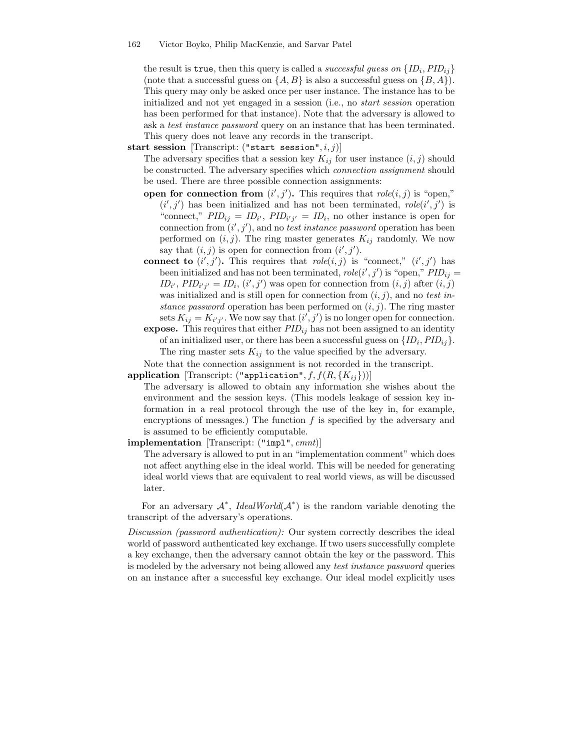the result is `true`, then this query is called a *successful guess on* $\{ID_i, PID_{ij}\}$ (note that a successful guess on $\{A, B\}$ is also a successful guess on $\{B, A\}$). This query may only be asked once per user instance. The instance has to be initialized and not yet engaged in a session (i.e., no *start session* operation has been performed for that instance). Note that the adversary is allowed to ask a *test instance password* query on an instance that has been terminated. This query does not leave any records in the transcript.

**start session** [Transcript: (`"start session"`, $i, j$)]
The adversary specifies that a session key $K_{ij}$ for user instance $(i, j)$ should be constructed. The adversary specifies which *connection assignment* should be used. There are three possible connection assignments:

- **open for connection from** $(i', j')$**.** This requires that $role(i, j)$ is "open," $(i', j')$ has been initialized and has not been terminated, $role(i', j')$ is "connect," $PID_{ij} = ID_{i'}$, $PID_{i'j'} = ID_i$, no other instance is open for connection from $(i', j')$, and no *test instance password* operation has been performed on $(i, j)$. The ring master generates $K_{ij}$ randomly. We now say that $(i, j)$ is open for connection from $(i', j')$.
- **connect to** $(i', j')$**.** This requires that $role(i, j)$ is "connect," $(i', j')$ has been initialized and has not been terminated, $role(i', j')$ is "open," $PID_{ij} = ID_{i'}$, $PID_{i'j'} = ID_i$, $(i', j')$ was open for connection from $(i, j)$ after $(i, j)$ was initialized and is still open for connection from $(i, j)$, and no *test instance password* operation has been performed on $(i, j)$. The ring master sets $K_{ij} = K_{i'j'}$. We now say that $(i', j')$ is no longer open for connection.
- **expose.** This requires that either $PID_{ij}$ has not been assigned to an identity of an initialized user, or there has been a successful guess on $\{ID_i, PID_{ij}\}$. The ring master sets $K_{ij}$ to the value specified by the adversary.

Note that the connection assignment is not recorded in the transcript.

**application** [Transcript: (`"application"`, $f, f(R, \{K_{ij}\})$)]
The adversary is allowed to obtain any information she wishes about the environment and the session keys. (This models leakage of session key information in a real protocol through the use of the key in, for example, encryptions of messages.) The function $f$ is specified by the adversary and is assumed to be efficiently computable.

**implementation** [Transcript: (`"impl"`, *cmnt*)]
The adversary is allowed to put in an "implementation comment" which does not affect anything else in the ideal world. This will be needed for generating ideal world views that are equivalent to real world views, as will be discussed later.

For an adversary $\mathcal{A}^*$, $IdealWorld(\mathcal{A}^*)$ is the random variable denoting the transcript of the adversary's operations.

*Discussion (password authentication):* Our system correctly describes the ideal world of password authenticated key exchange. If two users successfully complete a key exchange, then the adversary cannot obtain the key or the password. This is modeled by the adversary not being allowed any *test instance password* queries on an instance after a successful key exchange. Our ideal model explicitly uses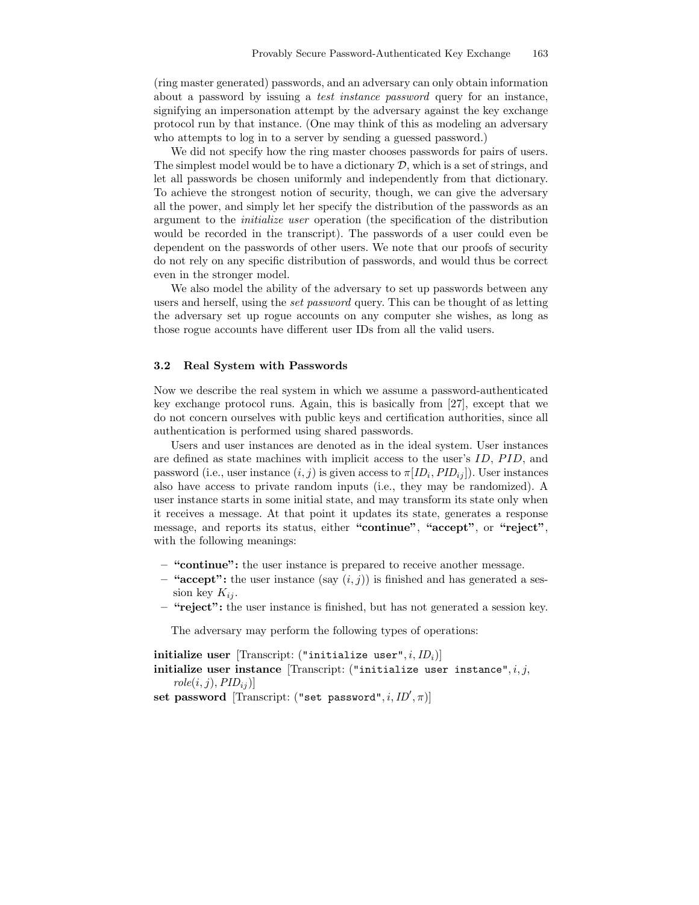(ring master generated) passwords, and an adversary can only obtain information about a password by issuing a *test instance password* query for an instance, signifying an impersonation attempt by the adversary against the key exchange protocol run by that instance. (One may think of this as modeling an adversary who attempts to log in to a server by sending a guessed password.)

We did not specify how the ring master chooses passwords for pairs of users. The simplest model would be to have a dictionary $\mathcal{D}$, which is a set of strings, and let all passwords be chosen uniformly and independently from that dictionary. To achieve the strongest notion of security, though, we can give the adversary all the power, and simply let her specify the distribution of the passwords as an argument to the *initialize user* operation (the specification of the distribution would be recorded in the transcript). The passwords of a user could even be dependent on the passwords of other users. We note that our proofs of security do not rely on any specific distribution of passwords, and would thus be correct even in the stronger model.

We also model the ability of the adversary to set up passwords between any users and herself, using the *set password* query. This can be thought of as letting the adversary set up rogue accounts on any computer she wishes, as long as those rogue accounts have different user IDs from all the valid users.

### 3.2 Real System with Passwords

Now we describe the real system in which we assume a password-authenticated key exchange protocol runs. Again, this is basically from [27], except that we do not concern ourselves with public keys and certification authorities, since all authentication is performed using shared passwords.

Users and user instances are denoted as in the ideal system. User instances are defined as state machines with implicit access to the user's $ID$, $PID$, and password (i.e., user instance $(i, j)$ is given access to $\pi[ID_i, PID_{ij}]$). User instances also have access to private random inputs (i.e., they may be randomized). A user instance starts in some initial state, and may transform its state only when it receives a message. At that point it updates its state, generates a response message, and reports its status, either **"continue"**, **"accept"**, or **"reject"**, with the following meanings:

- **"continue":** the user instance is prepared to receive another message.
- **"accept":** the user instance (say $(i, j)$) is finished and has generated a session key $K_{ij}$.
- **"reject":** the user instance is finished, but has not generated a session key.

The adversary may perform the following types of operations:

**initialize user** [Transcript: (`"initialize user"`, $i, ID_i$)]

**initialize user instance** [Transcript: (`"initialize user instance"`, $i, j$, $role(i, j), PID_{ij}$)]

**set password** [Transcript: (`"set password"`, $i, ID', \pi$)]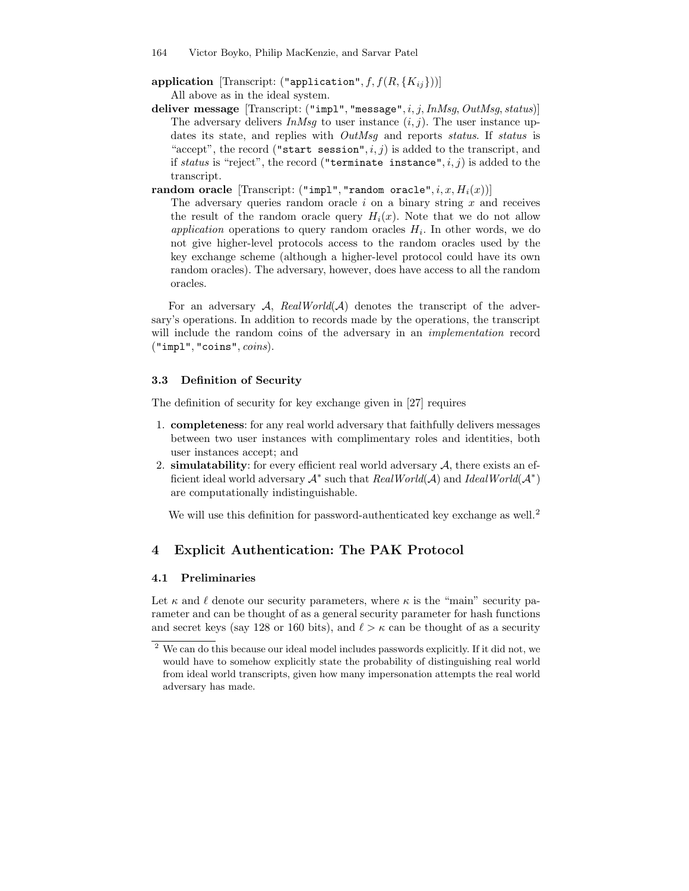**application** [Transcript: ("application", $f$, $f(R, \{K_{ij}\})$)]
All above as in the ideal system.

**deliver message** [Transcript: ("impl", "message", $i$, $j$, *InMsg*, *OutMsg*, *status*)]
The adversary delivers *InMsg* to user instance $(i, j)$. The user instance updates its state, and replies with *OutMsg* and reports *status*. If *status* is "accept", the record ("start session", $i$, $j$) is added to the transcript, and if *status* is "reject", the record ("terminate instance", $i$, $j$) is added to the transcript.

**random oracle** [Transcript: ("impl", "random oracle", $i$, $x$, $H_i(x)$)]
The adversary queries random oracle $i$ on a binary string $x$ and receives the result of the random oracle query $H_i(x)$. Note that we do not allow *application* operations to query random oracles $H_i$. In other words, we do not give higher-level protocols access to the random oracles used by the key exchange scheme (although a higher-level protocol could have its own random oracles). The adversary, however, does have access to all the random oracles.

For an adversary $\mathcal{A}$, *RealWorld*($\mathcal{A}$) denotes the transcript of the adversary's operations. In addition to records made by the operations, the transcript will include the random coins of the adversary in an *implementation* record ("impl", "coins", *coins*).

### 3.3 Definition of Security

The definition of security for key exchange given in [27] requires

1. **completeness**: for any real world adversary that faithfully delivers messages between two user instances with complimentary roles and identities, both user instances accept; and
2. **simulatability**: for every efficient real world adversary $\mathcal{A}$, there exists an efficient ideal world adversary $\mathcal{A}^*$ such that *RealWorld*($\mathcal{A}$) and *IdealWorld*($\mathcal{A}^*$) are computationally indistinguishable.

We will use this definition for password-authenticated key exchange as well.[2]

## 4 Explicit Authentication: The PAK Protocol

### 4.1 Preliminaries

Let $\kappa$ and $\ell$ denote our security parameters, where $\kappa$ is the "main" security parameter and can be thought of as a general security parameter for hash functions and secret keys (say 128 or 160 bits), and $\ell > \kappa$ can be thought of as a security

[2] We can do this because our ideal model includes passwords explicitly. If it did not, we would have to somehow explicitly state the probability of distinguishing real world from ideal world transcripts, given how many impersonation attempts the real world adversary has made.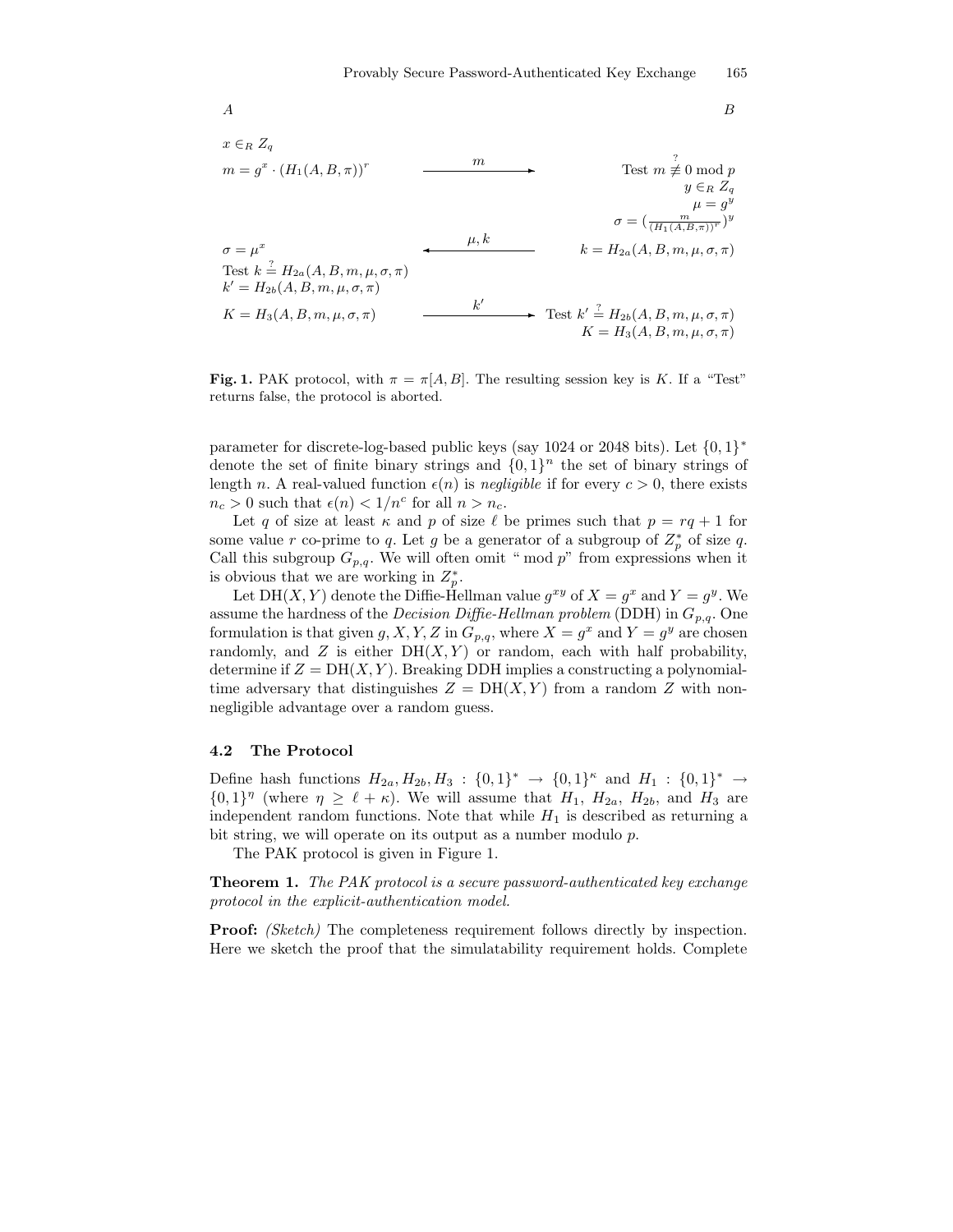| $A$ | | $B$ |
|---|---|---|
| $x \in_R Z_q$ | | |
| $m = g^x \cdot (H_1(A, B, \pi))^r$ | $\xrightarrow{\quad m \quad}$ | Test $m \overset{?}{\not\equiv} 0 \bmod p$ |
| | | $y \in_R Z_q$ |
| | | $\mu = g^y$ |
| | | $\sigma = (\frac{m}{(H_1(A,B,\pi))^r})^y$ |
| $\sigma = \mu^x$ | $\xleftarrow{\quad \mu, k \quad}$ | $k = H_{2a}(A, B, m, \mu, \sigma, \pi)$ |
| Test $k \overset{?}{=} H_{2a}(A, B, m, \mu, \sigma, \pi)$ | | |
| $k' = H_{2b}(A, B, m, \mu, \sigma, \pi)$ | | |
| $K = H_3(A, B, m, \mu, \sigma, \pi)$ | $\xrightarrow{\quad k' \quad}$ | Test $k' \overset{?}{=} H_{2b}(A, B, m, \mu, \sigma, \pi)$ |
| | | $K = H_3(A, B, m, \mu, \sigma, \pi)$ |

**Fig. 1.** PAK protocol, with $\pi = \pi[A, B]$. The resulting session key is $K$. If a "Test" returns false, the protocol is aborted.

parameter for discrete-log-based public keys (say 1024 or 2048 bits). Let $\{0,1\}^*$ denote the set of finite binary strings and $\{0,1\}^n$ the set of binary strings of length $n$. A real-valued function $\epsilon(n)$ is *negligible* if for every $c > 0$, there exists $n_c > 0$ such that $\epsilon(n) < 1/n^c$ for all $n > n_c$.

Let $q$ of size at least $\kappa$ and $p$ of size $\ell$ be primes such that $p = rq + 1$ for some value $r$ co-prime to $q$. Let $g$ be a generator of a subgroup of $Z_p^*$ of size $q$. Call this subgroup $G_{p,q}$. We will often omit " mod $p$" from expressions when it is obvious that we are working in $Z_p^*$.

Let $\mathrm{DH}(X, Y)$ denote the Diffie-Hellman value $g^{xy}$ of $X = g^x$ and $Y = g^y$. We assume the hardness of the *Decision Diffie-Hellman problem* (DDH) in $G_{p,q}$. One formulation is that given $g, X, Y, Z$ in $G_{p,q}$, where $X = g^x$ and $Y = g^y$ are chosen randomly, and $Z$ is either $\mathrm{DH}(X, Y)$ or random, each with half probability, determine if $Z = \mathrm{DH}(X, Y)$. Breaking DDH implies a constructing a polynomial-time adversary that distinguishes $Z = \mathrm{DH}(X, Y)$ from a random $Z$ with non-negligible advantage over a random guess.

### 4.2 The Protocol

Define hash functions $H_{2a}, H_{2b}, H_3 : \{0,1\}^* \rightarrow \{0,1\}^\kappa$ and $H_1 : \{0,1\}^* \rightarrow \{0,1\}^\eta$ (where $\eta \geq \ell + \kappa$). We will assume that $H_1$, $H_{2a}$, $H_{2b}$, and $H_3$ are independent random functions. Note that while $H_1$ is described as returning a bit string, we will operate on its output as a number modulo $p$.

The PAK protocol is given in Figure 1.

**Theorem 1.** *The PAK protocol is a secure password-authenticated key exchange protocol in the explicit-authentication model.*

**Proof:** *(Sketch)* The completeness requirement follows directly by inspection. Here we sketch the proof that the simulatability requirement holds. Complete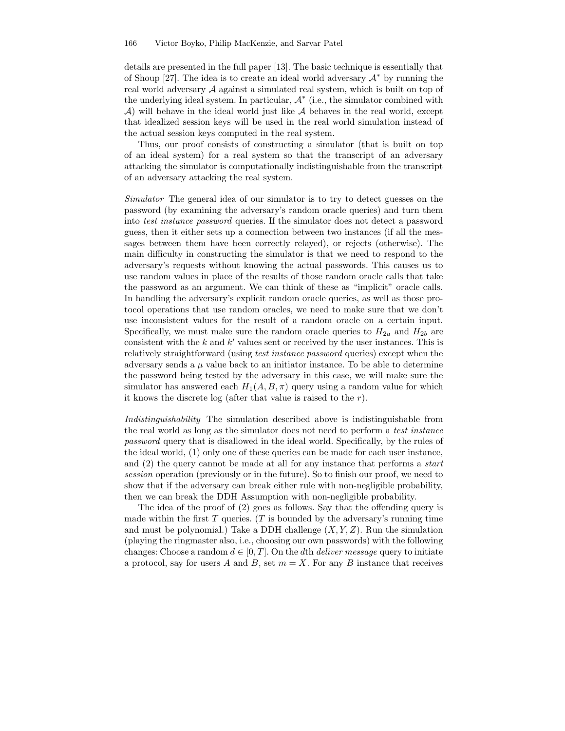details are presented in the full paper [13]. The basic technique is essentially that of Shoup [27]. The idea is to create an ideal world adversary $\mathcal{A}^*$ by running the real world adversary $\mathcal{A}$ against a simulated real system, which is built on top of the underlying ideal system. In particular, $\mathcal{A}^*$ (i.e., the simulator combined with $\mathcal{A}$) will behave in the ideal world just like $\mathcal{A}$ behaves in the real world, except that idealized session keys will be used in the real world simulation instead of the actual session keys computed in the real system.

Thus, our proof consists of constructing a simulator (that is built on top of an ideal system) for a real system so that the transcript of an adversary attacking the simulator is computationally indistinguishable from the transcript of an adversary attacking the real system.

*Simulator* The general idea of our simulator is to try to detect guesses on the password (by examining the adversary's random oracle queries) and turn them into *test instance password* queries. If the simulator does not detect a password guess, then it either sets up a connection between two instances (if all the messages between them have been correctly relayed), or rejects (otherwise). The main difficulty in constructing the simulator is that we need to respond to the adversary's requests without knowing the actual passwords. This causes us to use random values in place of the results of those random oracle calls that take the password as an argument. We can think of these as "implicit" oracle calls. In handling the adversary's explicit random oracle queries, as well as those protocol operations that use random oracles, we need to make sure that we don't use inconsistent values for the result of a random oracle on a certain input. Specifically, we must make sure the random oracle queries to $H_{2a}$ and $H_{2b}$ are consistent with the $k$ and $k'$ values sent or received by the user instances. This is relatively straightforward (using *test instance password* queries) except when the adversary sends a $\mu$ value back to an initiator instance. To be able to determine the password being tested by the adversary in this case, we will make sure the simulator has answered each $H_1(A, B, \pi)$ query using a random value for which it knows the discrete log (after that value is raised to the $r$).

*Indistinguishability* The simulation described above is indistinguishable from the real world as long as the simulator does not need to perform a *test instance password* query that is disallowed in the ideal world. Specifically, by the rules of the ideal world, (1) only one of these queries can be made for each user instance, and (2) the query cannot be made at all for any instance that performs a *start session* operation (previously or in the future). So to finish our proof, we need to show that if the adversary can break either rule with non-negligible probability, then we can break the DDH Assumption with non-negligible probability.

The idea of the proof of (2) goes as follows. Say that the offending query is made within the first $T$ queries. ($T$ is bounded by the adversary's running time and must be polynomial.) Take a DDH challenge $(X, Y, Z)$. Run the simulation (playing the ringmaster also, i.e., choosing our own passwords) with the following changes: Choose a random $d \in [0, T]$. On the $d$th *deliver message* query to initiate a protocol, say for users $A$ and $B$, set $m = X$. For any $B$ instance that receives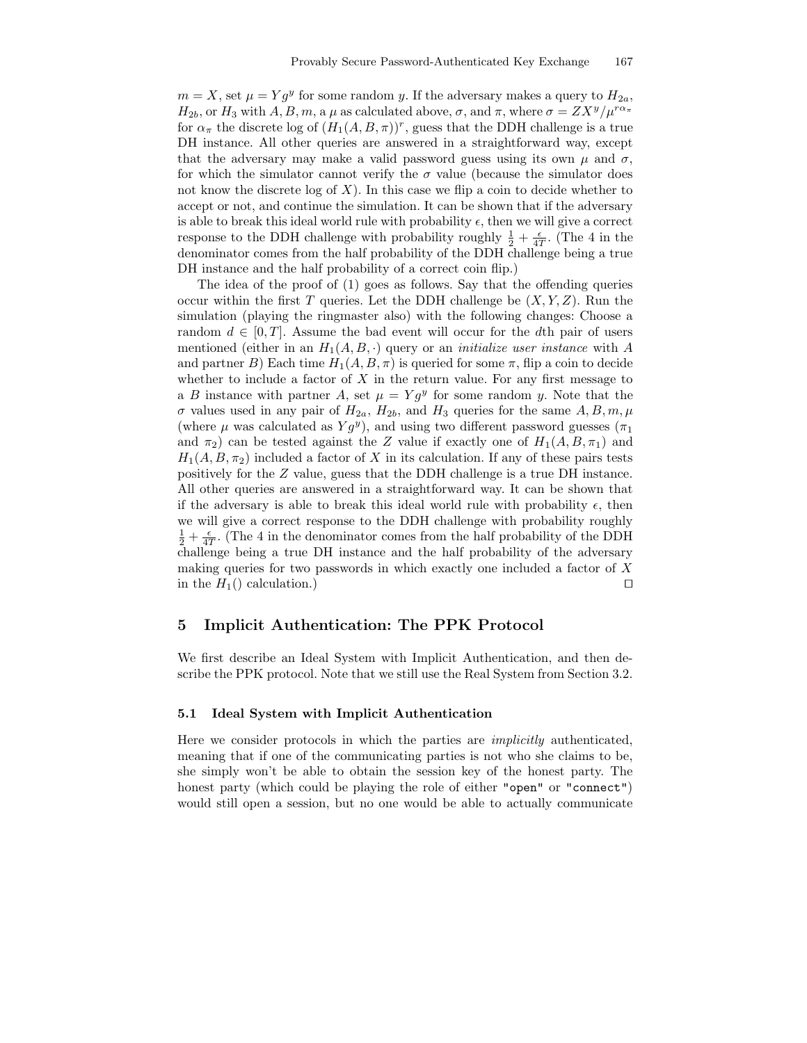$m = X$, set $\mu = Yg^y$ for some random $y$. If the adversary makes a query to $H_{2a}$, $H_{2b}$, or $H_3$ with $A, B, m$, a $\mu$ as calculated above, $\sigma$, and $\pi$, where $\sigma = ZX^y/\mu^{r\alpha_\pi}$ for $\alpha_\pi$ the discrete log of $(H_1(A, B, \pi))^r$, guess that the DDH challenge is a true DH instance. All other queries are answered in a straightforward way, except that the adversary may make a valid password guess using its own $\mu$ and $\sigma$, for which the simulator cannot verify the $\sigma$ value (because the simulator does not know the discrete log of $X$). In this case we flip a coin to decide whether to accept or not, and continue the simulation. It can be shown that if the adversary is able to break this ideal world rule with probability $\epsilon$, then we will give a correct response to the DDH challenge with probability roughly $\frac{1}{2} + \frac{\epsilon}{4T}$. (The 4 in the denominator comes from the half probability of the DDH challenge being a true DH instance and the half probability of a correct coin flip.)

The idea of the proof of (1) goes as follows. Say that the offending queries occur within the first $T$ queries. Let the DDH challenge be $(X, Y, Z)$. Run the simulation (playing the ringmaster also) with the following changes: Choose a random $d \in [0, T]$. Assume the bad event will occur for the $d$th pair of users mentioned (either in an $H_1(A, B, \cdot)$ query or an *initialize user instance* with $A$ and partner $B$) Each time $H_1(A, B, \pi)$ is queried for some $\pi$, flip a coin to decide whether to include a factor of $X$ in the return value. For any first message to a $B$ instance with partner $A$, set $\mu = Yg^y$ for some random $y$. Note that the $\sigma$ values used in any pair of $H_{2a}$, $H_{2b}$, and $H_3$ queries for the same $A, B, m, \mu$ (where $\mu$ was calculated as $Yg^y$), and using two different password guesses ($\pi_1$ and $\pi_2$) can be tested against the $Z$ value if exactly one of $H_1(A, B, \pi_1)$ and $H_1(A, B, \pi_2)$ included a factor of $X$ in its calculation. If any of these pairs tests positively for the $Z$ value, guess that the DDH challenge is a true DH instance. All other queries are answered in a straightforward way. It can be shown that if the adversary is able to break this ideal world rule with probability $\epsilon$, then we will give a correct response to the DDH challenge with probability roughly $\frac{1}{2} + \frac{\epsilon}{4T}$. (The 4 in the denominator comes from the half probability of the DDH challenge being a true DH instance and the half probability of the adversary making queries for two passwords in which exactly one included a factor of $X$ in the $H_1()$ calculation.) □

## 5 Implicit Authentication: The PPK Protocol

We first describe an Ideal System with Implicit Authentication, and then describe the PPK protocol. Note that we still use the Real System from Section 3.2.

### 5.1 Ideal System with Implicit Authentication

Here we consider protocols in which the parties are *implicitly* authenticated, meaning that if one of the communicating parties is not who she claims to be, she simply won't be able to obtain the session key of the honest party. The honest party (which could be playing the role of either `"open"` or `"connect"`) would still open a session, but no one would be able to actually communicate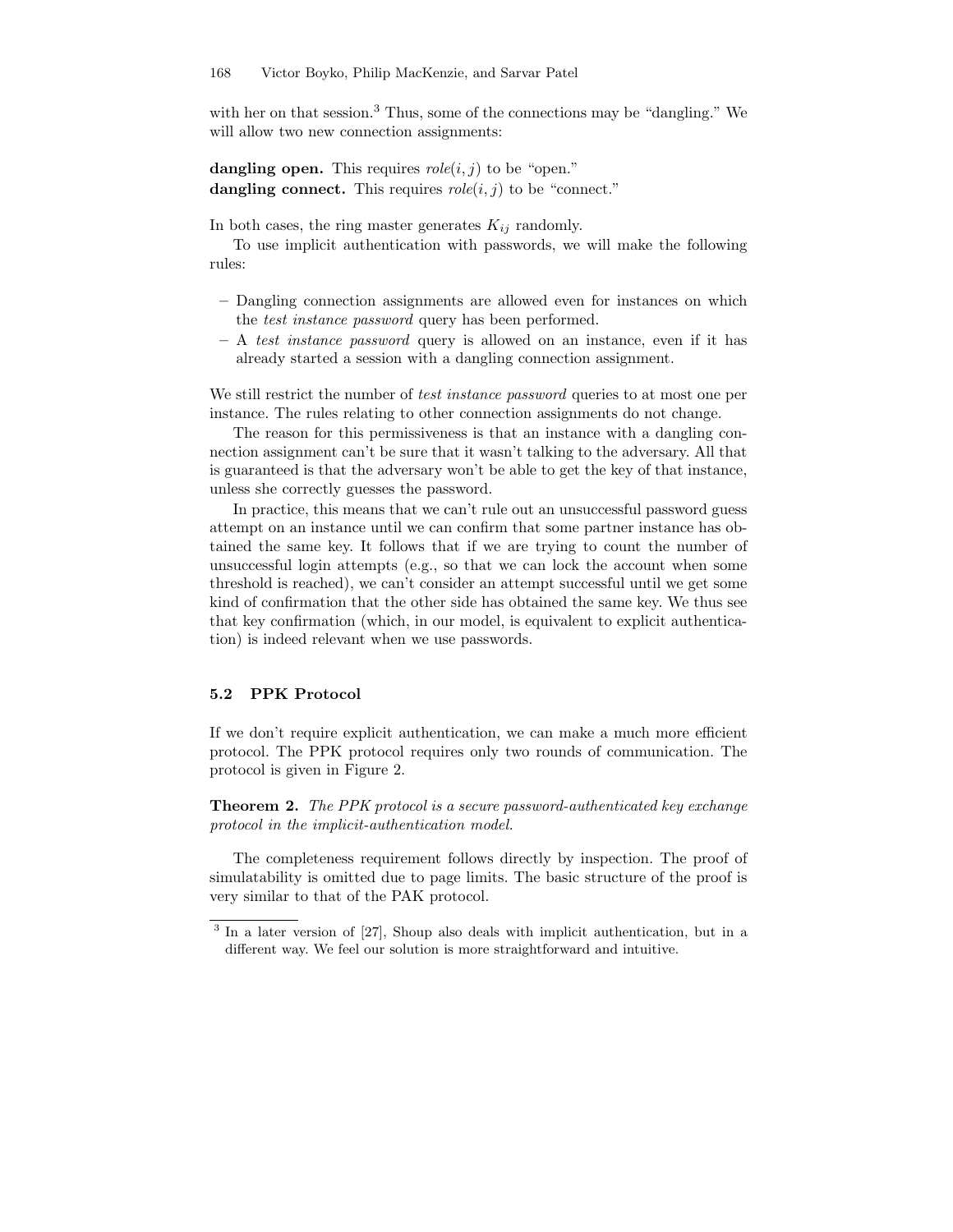with her on that session.[3] Thus, some of the connections may be "dangling." We will allow two new connection assignments:

**dangling open.** This requires $role(i, j)$ to be "open."
**dangling connect.** This requires $role(i, j)$ to be "connect."

In both cases, the ring master generates $K_{ij}$ randomly.

To use implicit authentication with passwords, we will make the following rules:

- Dangling connection assignments are allowed even for instances on which the *test instance password* query has been performed.
- A *test instance password* query is allowed on an instance, even if it has already started a session with a dangling connection assignment.

We still restrict the number of *test instance password* queries to at most one per instance. The rules relating to other connection assignments do not change.

The reason for this permissiveness is that an instance with a dangling connection assignment can't be sure that it wasn't talking to the adversary. All that is guaranteed is that the adversary won't be able to get the key of that instance, unless she correctly guesses the password.

In practice, this means that we can't rule out an unsuccessful password guess attempt on an instance until we can confirm that some partner instance has obtained the same key. It follows that if we are trying to count the number of unsuccessful login attempts (e.g., so that we can lock the account when some threshold is reached), we can't consider an attempt successful until we get some kind of confirmation that the other side has obtained the same key. We thus see that key confirmation (which, in our model, is equivalent to explicit authentication) is indeed relevant when we use passwords.

### 5.2 PPK Protocol

If we don't require explicit authentication, we can make a much more efficient protocol. The PPK protocol requires only two rounds of communication. The protocol is given in Figure 2.

**Theorem 2.** *The PPK protocol is a secure password-authenticated key exchange protocol in the implicit-authentication model.*

The completeness requirement follows directly by inspection. The proof of simulatability is omitted due to page limits. The basic structure of the proof is very similar to that of the PAK protocol.

---

[3] In a later version of [27], Shoup also deals with implicit authentication, but in a different way. We feel our solution is more straightforward and intuitive.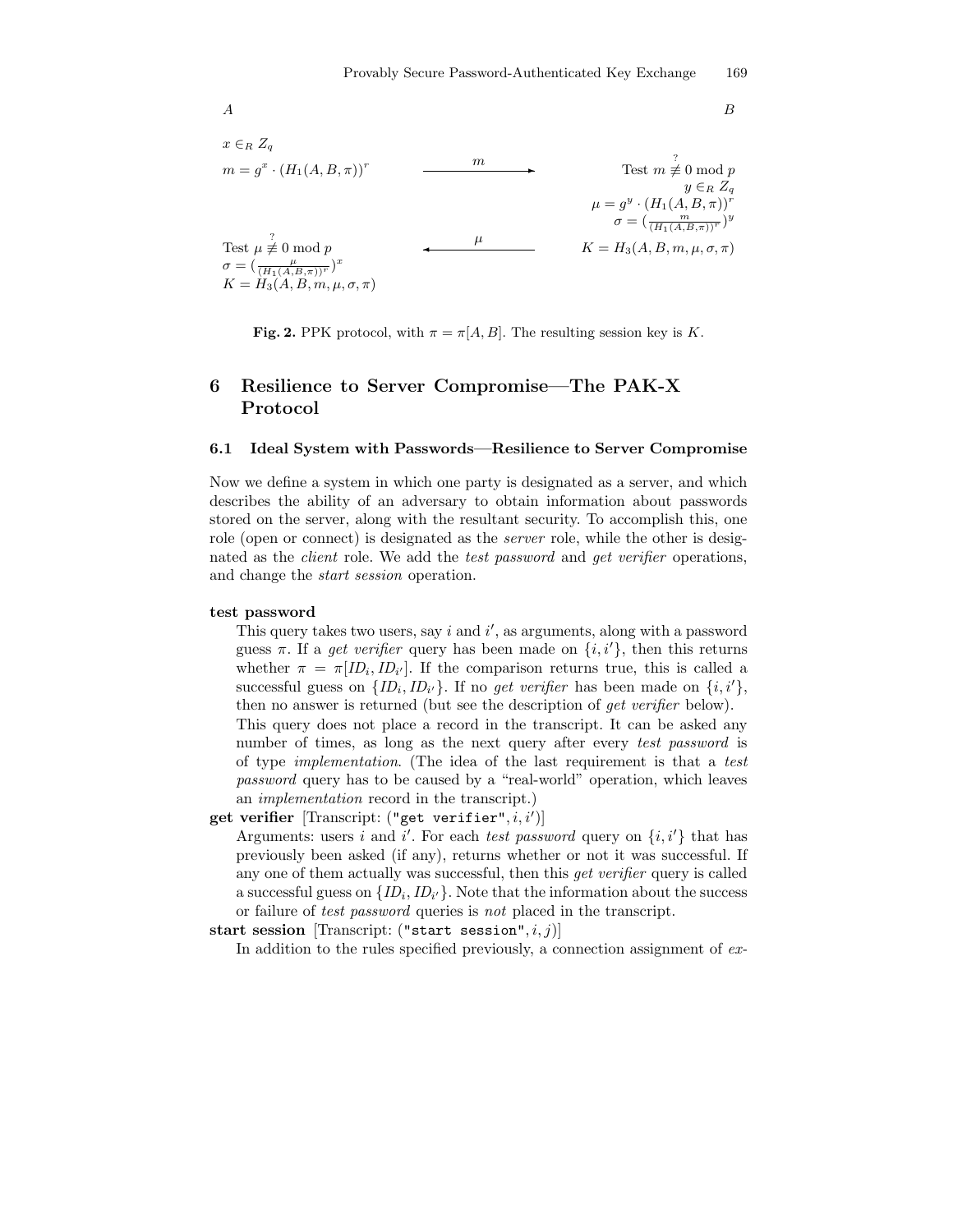| $A$ | | $B$ |
|---|---|---|
| $x \in_R Z_q$ | | |
| $m = g^x \cdot (H_1(A, B, \pi))^r$ | $\xrightarrow{\quad m \quad}$ | Test $m \overset{?}{\not\equiv} 0 \bmod p$ |
| | | $y \in_R Z_q$ |
| | | $\mu = g^y \cdot (H_1(A, B, \pi))^r$ |
| | | $\sigma = (\frac{m}{(H_1(A,B,\pi))^r})^y$ |
| Test $\mu \overset{?}{\not\equiv} 0 \bmod p$ | $\xleftarrow{\quad \mu \quad}$ | $K = H_3(A, B, m, \mu, \sigma, \pi)$ |
| $\sigma = (\frac{\mu}{(H_1(A,B,\pi))^r})^x$ | | |
| $K = H_3(A, B, m, \mu, \sigma, \pi)$ | | |

**Fig. 2.** PPK protocol, with $\pi = \pi[A, B]$. The resulting session key is $K$.

## 6 Resilience to Server Compromise—The PAK-X Protocol

### 6.1 Ideal System with Passwords—Resilience to Server Compromise

Now we define a system in which one party is designated as a server, and which describes the ability of an adversary to obtain information about passwords stored on the server, along with the resultant security. To accomplish this, one role (open or connect) is designated as the *server* role, while the other is designated as the *client* role. We add the *test password* and *get verifier* operations, and change the *start session* operation.

**test password**
This query takes two users, say $i$ and $i'$, as arguments, along with a password guess $\pi$. If a *get verifier* query has been made on $\{i, i'\}$, then this returns whether $\pi = \pi[ID_i, ID_{i'}]$. If the comparison returns true, this is called a successful guess on $\{ID_i, ID_{i'}\}$. If no *get verifier* has been made on $\{i, i'\}$, then no answer is returned (but see the description of *get verifier* below).
This query does not place a record in the transcript. It can be asked any number of times, as long as the next query after every *test password* is of type *implementation*. (The idea of the last requirement is that a *test password* query has to be caused by a "real-world" operation, which leaves an *implementation* record in the transcript.)

**get verifier** [Transcript: ("get verifier", $i$, $i'$)]
Arguments: users $i$ and $i'$. For each *test password* query on $\{i, i'\}$ that has previously been asked (if any), returns whether or not it was successful. If any one of them actually was successful, then this *get verifier* query is called a successful guess on $\{ID_i, ID_{i'}\}$. Note that the information about the success or failure of *test password* queries is *not* placed in the transcript.

**start session** [Transcript: ("start session", $i$, $j$)]
In addition to the rules specified previously, a connection assignment of *ex-*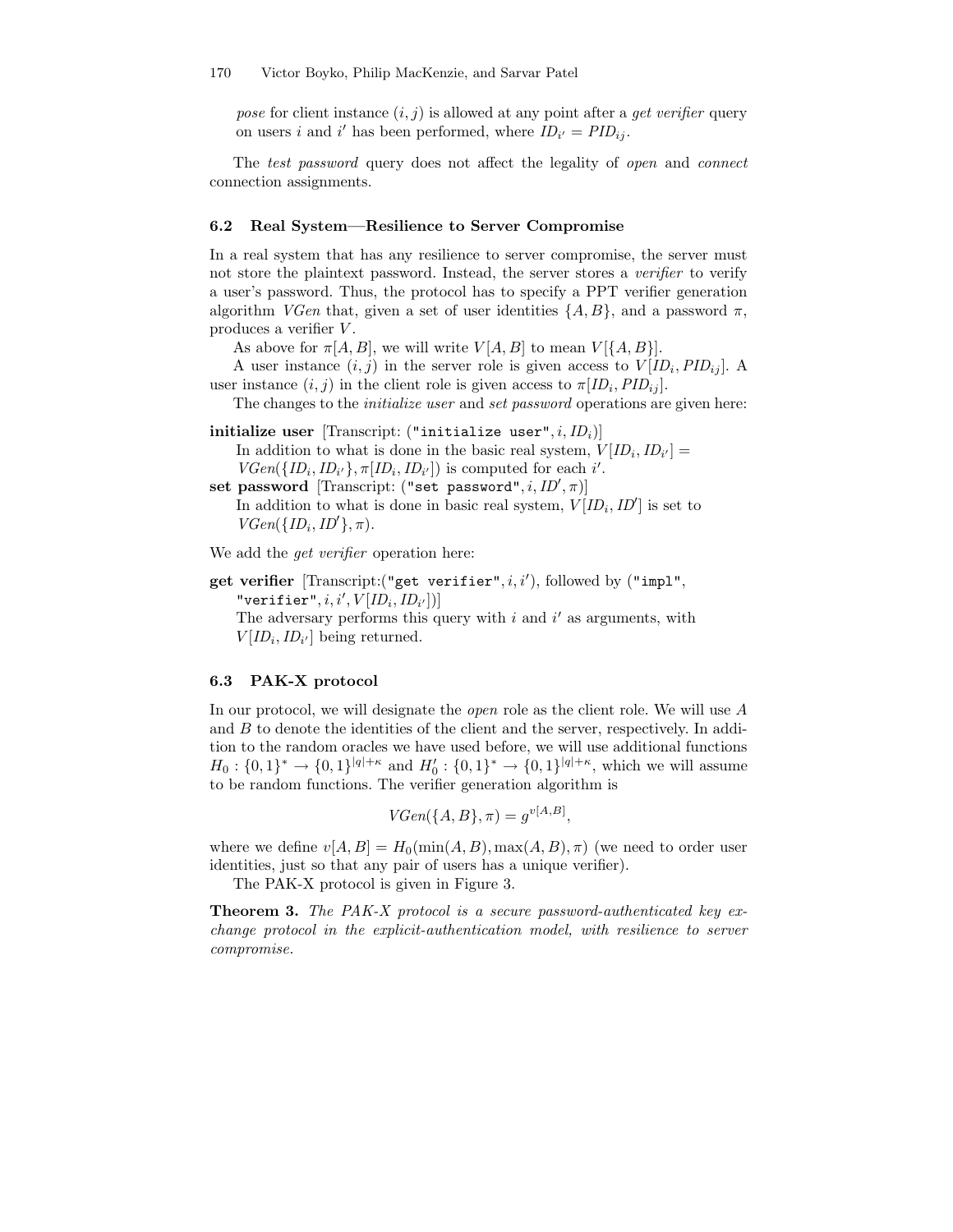*pose* for client instance $(i, j)$ is allowed at any point after a *get verifier* query on users $i$ and $i'$ has been performed, where $ID_{i'} = PID_{ij}$.

The *test password* query does not affect the legality of *open* and *connect* connection assignments.

### 6.2 Real System—Resilience to Server Compromise

In a real system that has any resilience to server compromise, the server must not store the plaintext password. Instead, the server stores a *verifier* to verify a user's password. Thus, the protocol has to specify a PPT verifier generation algorithm *VGen* that, given a set of user identities $\{A, B\}$, and a password $\pi$, produces a verifier $V$.

As above for $\pi[A, B]$, we will write $V[A, B]$ to mean $V[\{A, B\}]$.

A user instance $(i, j)$ in the server role is given access to $V[ID_i, PID_{ij}]$. A user instance $(i, j)$ in the client role is given access to $\pi[ID_i, PID_{ij}]$.

The changes to the *initialize user* and *set password* operations are given here:

**initialize user** [Transcript: ("initialize user", $i$, $ID_i$)]
In addition to what is done in the basic real system, $V[ID_i, ID_{i'}] = VGen(\{ID_i, ID_{i'}\}, \pi[ID_i, ID_{i'}])$ is computed for each $i'$.

**set password** [Transcript: ("set password", $i$, $ID'$, $\pi$)]
In addition to what is done in basic real system, $V[ID_i, ID']$ is set to $VGen(\{ID_i, ID'\}, \pi)$.

We add the *get verifier* operation here:

**get verifier** [Transcript:("get verifier", $i$, $i'$), followed by ("impl", "verifier", $i$, $i'$, $V[ID_i, ID_{i'}]$)]
The adversary performs this query with $i$ and $i'$ as arguments, with $V[ID_i, ID_{i'}]$ being returned.

### 6.3 PAK-X protocol

In our protocol, we will designate the *open* role as the client role. We will use $A$ and $B$ to denote the identities of the client and the server, respectively. In addition to the random oracles we have used before, we will use additional functions $H_0 : \{0,1\}^* \to \{0,1\}^{|q|+\kappa}$ and $H_0' : \{0,1\}^* \to \{0,1\}^{|q|+\kappa}$, which we will assume to be random functions. The verifier generation algorithm is

$$VGen(\{A, B\}, \pi) = g^{v[A,B]},$$

where we define $v[A, B] = H_0(\min(A, B), \max(A, B), \pi)$ (we need to order user identities, just so that any pair of users has a unique verifier).

The PAK-X protocol is given in Figure 3.

**Theorem 3.** *The PAK-X protocol is a secure password-authenticated key exchange protocol in the explicit-authentication model, with resilience to server compromise.*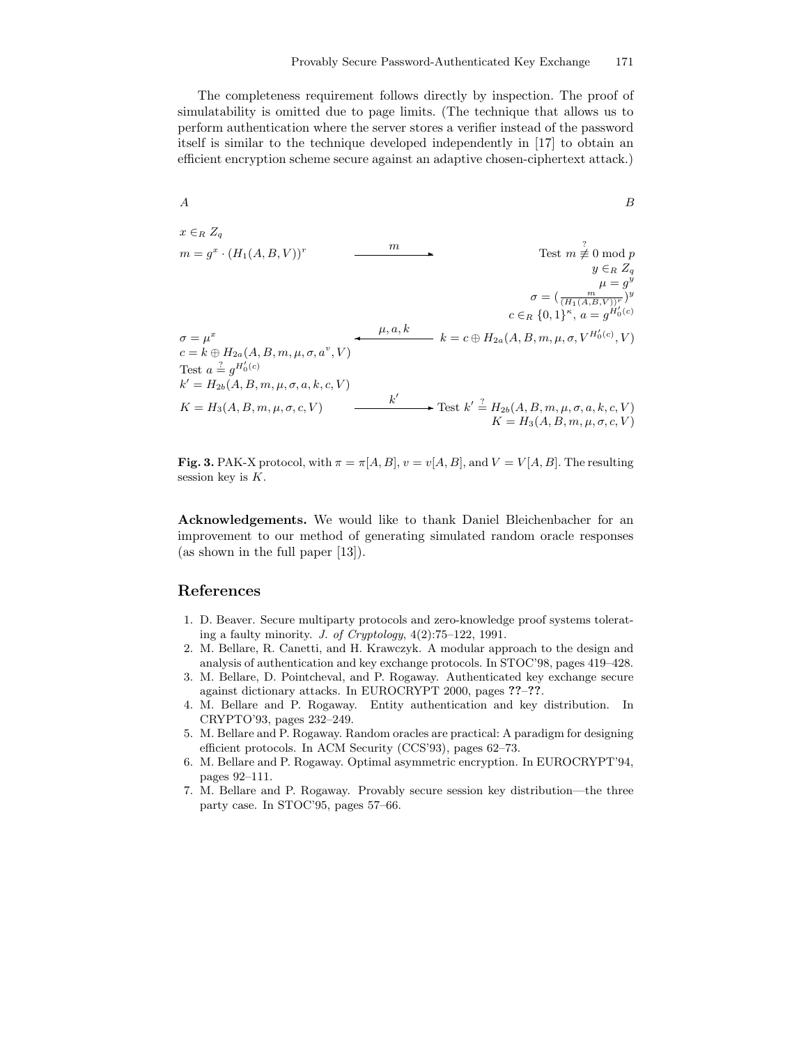The completeness requirement follows directly by inspection. The proof of simulatability is omitted due to page limits. (The technique that allows us to perform authentication where the server stores a verifier instead of the password itself is similar to the technique developed independently in [17] to obtain an efficient encryption scheme secure against an adaptive chosen-ciphertext attack.)

| $A$ | | $B$ |
|---|---|---|
| $x \in_R Z_q$ | | |
| $m = g^x \cdot (H_1(A,B,V))^r$ | $\xrightarrow{\quad m \quad}$ | Test $m \overset{?}{\not\equiv} 0 \bmod p$ |
| | | $y \in_R Z_q$ |
| | | $\mu = g^y$ |
| | | $\sigma = (\frac{m}{(H_1(A,B,V))^r})^y$ |
| | | $c \in_R \{0,1\}^\kappa$, $a = g^{H_0'(c)}$ |
| $\sigma = \mu^x$ | $\xleftarrow{\quad \mu, a, k \quad}$ | $k = c \oplus H_{2a}(A,B,m,\mu,\sigma,V^{H_0'(c)},V)$ |
| $c = k \oplus H_{2a}(A,B,m,\mu,\sigma,a^v,V)$ | | |
| Test $a \overset{?}{=} g^{H_0'(c)}$ | | |
| $k' = H_{2b}(A,B,m,\mu,\sigma,a,k,c,V)$ | | |
| $K = H_3(A,B,m,\mu,\sigma,c,V)$ | $\xrightarrow{\quad k' \quad}$ | Test $k' \overset{?}{=} H_{2b}(A,B,m,\mu,\sigma,a,k,c,V)$ |
| | | $K = H_3(A,B,m,\mu,\sigma,c,V)$ |

**Fig. 3.** PAK-X protocol, with $\pi = \pi[A,B]$, $v = v[A,B]$, and $V = V[A,B]$. The resulting session key is $K$.

**Acknowledgements.** We would like to thank Daniel Bleichenbacher for an improvement to our method of generating simulated random oracle responses (as shown in the full paper [13]).

## References

1. D. Beaver. Secure multiparty protocols and zero-knowledge proof systems tolerating a faulty minority. *J. of Cryptology*, 4(2):75–122, 1991.
2. M. Bellare, R. Canetti, and H. Krawczyk. A modular approach to the design and analysis of authentication and key exchange protocols. In STOC'98, pages 419–428.
3. M. Bellare, D. Pointcheval, and P. Rogaway. Authenticated key exchange secure against dictionary attacks. In EUROCRYPT 2000, pages **??**–**??**.
4. M. Bellare and P. Rogaway. Entity authentication and key distribution. In CRYPTO'93, pages 232–249.
5. M. Bellare and P. Rogaway. Random oracles are practical: A paradigm for designing efficient protocols. In ACM Security (CCS'93), pages 62–73.
6. M. Bellare and P. Rogaway. Optimal asymmetric encryption. In EUROCRYPT'94, pages 92–111.
7. M. Bellare and P. Rogaway. Provably secure session key distribution—the three party case. In STOC'95, pages 57–66.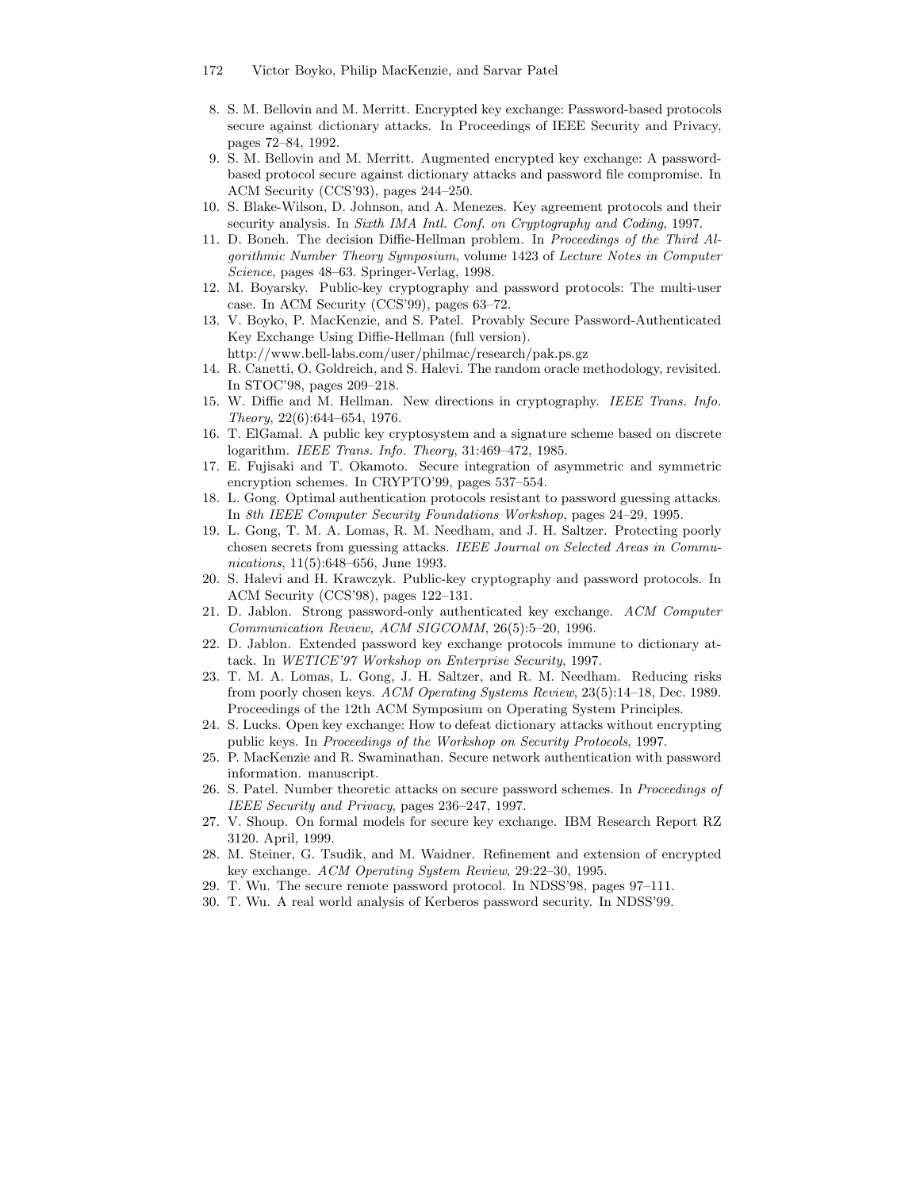8. S. M. Bellovin and M. Merritt. Encrypted key exchange: Password-based protocols secure against dictionary attacks. In Proceedings of IEEE Security and Privacy, pages 72–84, 1992.
9. S. M. Bellovin and M. Merritt. Augmented encrypted key exchange: A password-based protocol secure against dictionary attacks and password file compromise. In ACM Security (CCS'93), pages 244–250.
10. S. Blake-Wilson, D. Johnson, and A. Menezes. Key agreement protocols and their security analysis. In *Sixth IMA Intl. Conf. on Cryptography and Coding*, 1997.
11. D. Boneh. The decision Diffie-Hellman problem. In *Proceedings of the Third Algorithmic Number Theory Symposium*, volume 1423 of *Lecture Notes in Computer Science*, pages 48–63. Springer-Verlag, 1998.
12. M. Boyarsky. Public-key cryptography and password protocols: The multi-user case. In ACM Security (CCS'99), pages 63–72.
13. V. Boyko, P. MacKenzie, and S. Patel. Provably Secure Password-Authenticated Key Exchange Using Diffie-Hellman (full version). http://www.bell-labs.com/user/philmac/research/pak.ps.gz
14. R. Canetti, O. Goldreich, and S. Halevi. The random oracle methodology, revisited. In STOC'98, pages 209–218.
15. W. Diffie and M. Hellman. New directions in cryptography. *IEEE Trans. Info. Theory*, 22(6):644–654, 1976.
16. T. ElGamal. A public key cryptosystem and a signature scheme based on discrete logarithm. *IEEE Trans. Info. Theory*, 31:469–472, 1985.
17. E. Fujisaki and T. Okamoto. Secure integration of asymmetric and symmetric encryption schemes. In CRYPTO'99, pages 537–554.
18. L. Gong. Optimal authentication protocols resistant to password guessing attacks. In *8th IEEE Computer Security Foundations Workshop*, pages 24–29, 1995.
19. L. Gong, T. M. A. Lomas, R. M. Needham, and J. H. Saltzer. Protecting poorly chosen secrets from guessing attacks. *IEEE Journal on Selected Areas in Communications*, 11(5):648–656, June 1993.
20. S. Halevi and H. Krawczyk. Public-key cryptography and password protocols. In ACM Security (CCS'98), pages 122–131.
21. D. Jablon. Strong password-only authenticated key exchange. *ACM Computer Communication Review, ACM SIGCOMM*, 26(5):5–20, 1996.
22. D. Jablon. Extended password key exchange protocols immune to dictionary attack. In *WETICE'97 Workshop on Enterprise Security*, 1997.
23. T. M. A. Lomas, L. Gong, J. H. Saltzer, and R. M. Needham. Reducing risks from poorly chosen keys. *ACM Operating Systems Review*, 23(5):14–18, Dec. 1989. Proceedings of the 12th ACM Symposium on Operating System Principles.
24. S. Lucks. Open key exchange: How to defeat dictionary attacks without encrypting public keys. In *Proceedings of the Workshop on Security Protocols*, 1997.
25. P. MacKenzie and R. Swaminathan. Secure network authentication with password information. manuscript.
26. S. Patel. Number theoretic attacks on secure password schemes. In *Proceedings of IEEE Security and Privacy*, pages 236–247, 1997.
27. V. Shoup. On formal models for secure key exchange. IBM Research Report RZ 3120. April, 1999.
28. M. Steiner, G. Tsudik, and M. Waidner. Refinement and extension of encrypted key exchange. *ACM Operating System Review*, 29:22–30, 1995.
29. T. Wu. The secure remote password protocol. In NDSS'98, pages 97–111.
30. T. Wu. A real world analysis of Kerberos password security. In NDSS'99.